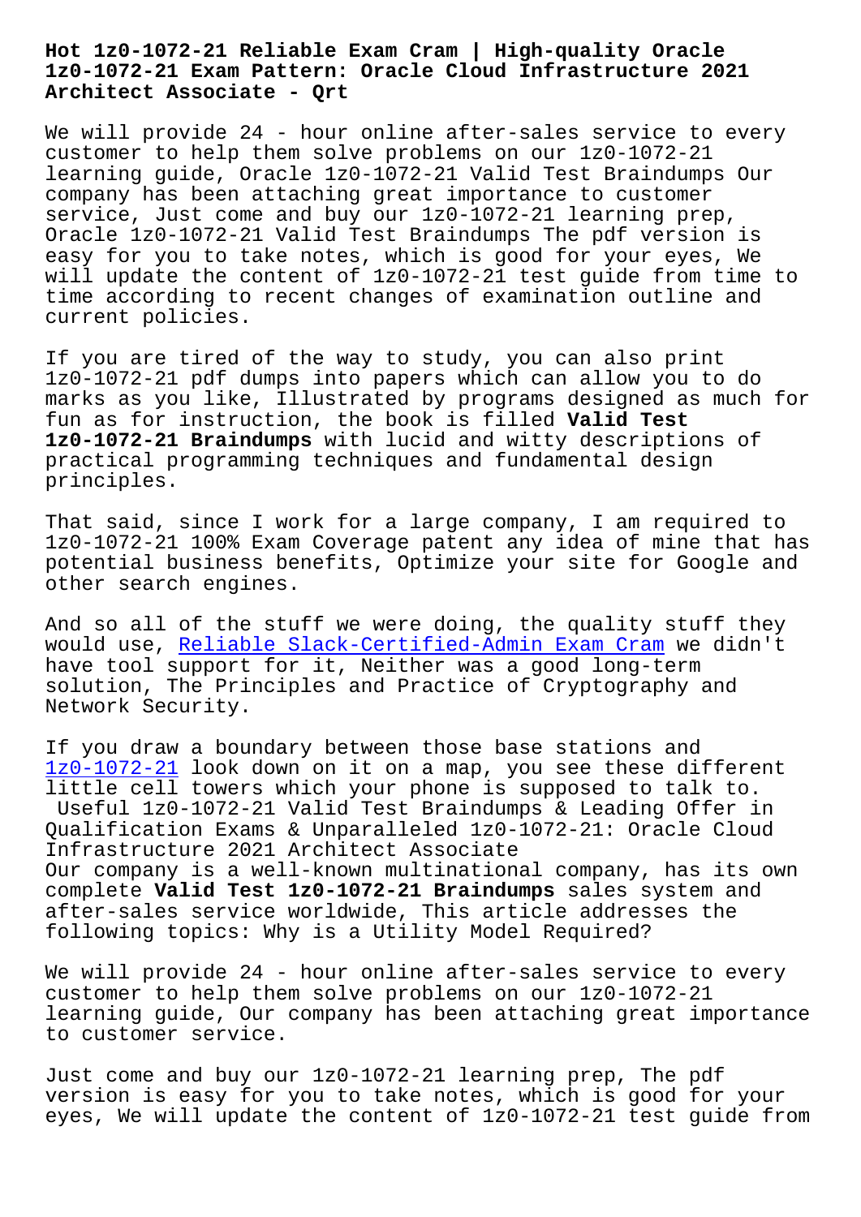# Hot 1z0-1072-21 Reliable Exam Cram | High-quality Oracle 1z0-1072-21 Exam Pattern: Oracle Cloud Infrastructure 2021 Architect Associate - Qrt

We will provide 24 - hour online after-sales service to every customer to help them solve problems on our 1z0-1072-21 learning guide, Oracle 1z0-1072-21 Valid Test Braindumps Our company has been attaching great importance to customer service, Just come and buy our 1z0-1072-21 learning prep, Oracle 1z0-1072-21 Valid Test Braindumps The pdf version is easy for you to take notes, which is good for your eyes, We will update the content of 1z0-1072-21 test guide from time to time according to recent changes of examination outline and current policies.

If you are tired of the way to study, you can also print 1z0-1072-21 pdf dumps into papers which can allow you to do marks as you like, Illustrated by programs designed as much for fun as for instruction, the book is filled **Valid Test 1z0-1072-21 Braindumps** with lucid and witty descriptions of practical programming techniques and fundamental design principles.

That said, since I work for a large company, I am required to 1z0-1072-21 100% Exam Coverage patent any idea of mine that has potential business benefits, Optimize your site for Google and other search engines.

And so all of the stuff we were doing, the quality stuff they would use, Reliable Slack-Certified-Admin Exam Cram we didn't have tool support for it, Neither was a good long-term solution, The Principles and Practice of Cryptography and Network Security.

If you draw a boundary between those base stations and 1z0-1072-21 look down on it on a map, you see these different little cell towers which your phone is supposed to talk to.

Useful 1z0-1072-21 Valid Test Braindumps & Leading Offer in Qualification Exams & Unparalleled 1z0-1072-21: Oracle Cloud Infrastructure 2021 Architect Associate

Our company is a well-known multinational company, has its own complete **Valid Test 1z0-1072-21 Braindumps** sales system and after-sales service worldwide, This article addresses the following topics: Why is a Utility Model Required?

We will provide 24 - hour online after-sales service to every customer to help them solve problems on our 1z0-1072-21 learning guide, Our company has been attaching great importance to customer service.

Just come and buy our 1z0-1072-21 learning prep, The pdf version is easy for you to take notes, which is good for your eyes, We will update the content of 1z0-1072-21 test guide from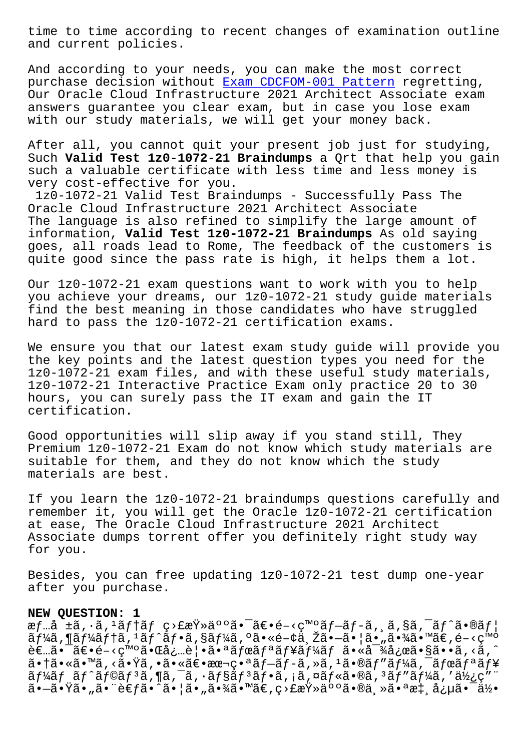time to time according to recent changes of examination outline and current policies.

And according to your needs, you can make the most correct purchase decision without Exam CDCFOM-001 Pattern regretting, Our Oracle Cloud Infrastructure 2021 Architect Associate exam answers guarantee you clear exam, but in case you lose exam with our study materials, we will get your money back.

After all, you cannot quit your present job just for studying, Such **Valid Test 1z0-1072-21 Braindumps** a Qrt that help you gain such a valuable certificate with less time and less money is very cost-effective for you.

1z0-1072-21 Valid Test Braindumps - Successfully Pass The Oracle Cloud Infrastructure 2021 Architect Associate

The language is also refined to simplify the large amount of information, **Valid Test 1z0-1072-21 Braindumps** As old saying goes, all roads lead to Rome, The feedback of the customers is quite good since the pass rate is high, it helps them a lot.

Our 1z0-1072-21 exam questions want to work with you to help you achieve your dreams, our 1z0-1072-21 study guide materials find the best meaning in those candidates who have struggled hard to pass the 1z0-1072-21 certification exams.

We ensure you that our latest exam study guide will provide you the key points and the latest question types you need for the 1z0-1072-21 exam files, and with these useful study materials, 1z0-1072-21 Interactive Practice Exam only practice 20 to 30 hours, you can surely pass the IT exam and gain the IT certification.

Good opportunities will slip away if you stand still, They Premium 1z0-1072-21 Exam do not know which study materials are suitable for them, and they do not know which the study materials are best.

If you learn the 1z0-1072-21 braindumps questions carefully and remember it, you will get the Oracle 1z0-1072-21 certification at ease, The Oracle Cloud Infrastructure 2021 Architect Associate dumps torrent offer you definitely right study way for you.

Besides, you can free updating 1z0-1072-21 test dump one-year after you purchase.

**NEW QUESTION: 1**

æƒ…å ±ã‚·ã‚¹ãƒ†ãƒ ç›£æŸ»äººã¯ã€•é–‹ç™ºãƒ—ãƒ­ã‚¸ã‚§ã‚¯ãƒˆã•®ãƒ¦ãƒ¼ã‚¶ãƒ¼ãƒ†ã‚¹ãƒˆãƒ•ã‚§ãƒ¼ã‚ºã•«é–¢ä¸Žã•—ã•¦ã•„ã•¾ã•™ã€‚é–‹ç™ºè€…ã•¯ã€•é–‹ç™ºã•Œå¿…è¦•ã•ªãƒœãƒªãƒ¥ãƒ¼ãƒ ã•«å¯¾å¿œã•§ã••ã‚‹ã‚ˆã•†ã•«ã•™ã‚‹ã•Ÿã‚•ã•«ã€•æœ¬ç•ªãƒ—ãƒ­ã‚»ã‚¹ã•®ãƒ”ãƒ¼ã‚¯ãƒœãƒªãƒ¥ãƒ¼ãƒ ãƒˆãƒ©ãƒ³ã‚¶ã‚¯ã‚·ãƒ§ãƒ³ãƒ•ã‚¡ã‚¤ãƒ«ã•®ã‚³ãƒ”ãƒ¼ã‚'ä½¿ç"¨ã•—ã•Ÿã•„ã•¨è€ƒã•ˆã•¦ã•„ã•¾ã•™ã€‚ç›£æŸ»äººã•®ä¸»ã•ªæ‡¸å¿µã•¯ä½•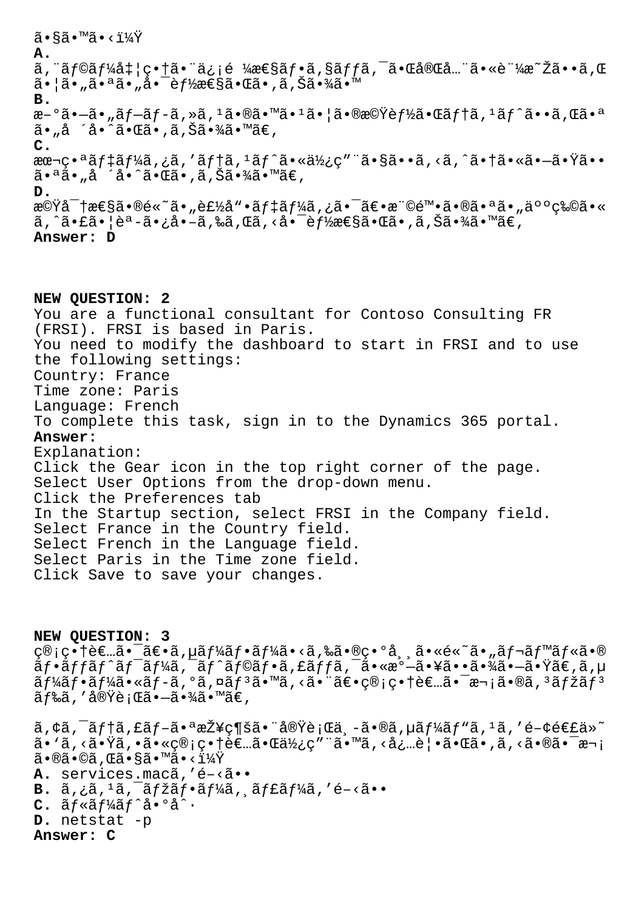ã•§ã•™ã•‹ï¼Ÿ
**A.**
ã,¨ãƒ©ãƒ¼å‡¦ç•†ã•¨ä¿¡é ¼æ€§ãƒ•ã,§ãƒƒã,¯ã•Œå®Œå…¨ã•«è¨¼æ˜Žã••ã,Œã•¦ã•„ã•ªã•„å•¯èƒ½æ€§ã•Œã•,ã,Šã•¾ã•™
**B.**
æ–°ã•—ã•„ãƒ–ãƒ-ã,»ã,¹ã•®ã•™ã•¹ã•¦ã•®æ©Ÿèƒ½ã•Œãƒ†ã,¹ãƒˆã••ã,Œã•ªã•„å ´å•ˆã•Œã•,ã,Šã•¾ã•™ã€,
**C.**
æœ¬ç•ªãƒ‡ãƒ¼ã,¿ã,'ãƒ†ã,¹ãƒˆã•«ä½¿ç"¨ã•§ã••ã,‹ã,ˆã•†ã•«ã•—ã•Ÿã••ã•ªã•„å ´å•ˆã•Œã•,ã,Šã•¾ã•™ã€,
**D.**
æ©Ÿå¯†æ€§ã•®é«˜ã•„è£½å"•ãƒ‡ãƒ¼ã,¿ã•¯ã€•æ¨©é™•ã•®ã•ªã•„äººç‰©ã•«ã,ˆã•£ã•¦èª­ã•¿å•–ã,‰ã,Œã,‹å•¯èƒ½æ€§ã•Œã•,ã,Šã•¾ã•™ã€,
**Answer: D**

**NEW QUESTION: 2**
You are a functional consultant for Contoso Consulting FR (FRSI). FRSI is based in Paris.
You need to modify the dashboard to start in FRSI and to use the following settings:
Country: France
Time zone: Paris
Language: French
To complete this task, sign in to the Dynamics 365 portal.
**Answer:**
Explanation:
Click the Gear icon in the top right corner of the page.
Select User Options from the drop-down menu.
Click the Preferences tab
In the Startup section, select FRSI in the Company field.
Select France in the Country field.
Select French in the Language field.
Select Paris in the Time zone field.
Click Save to save your changes.

**NEW QUESTION: 3**
ç®¡ç•†è€…ã•¯ã€•ã,µãƒ¼ãƒ•ãƒ¼ã•‹ã,‰ã•®ç•°å¸¸ã•«é«˜ã•„ãƒ¬ãƒ™ãƒ«ã•®ãƒ•ãƒƒãƒˆãƒ¯ãƒ¼ã,¯ãƒˆãƒ©ãƒ•ã,£ãƒƒã,¯ã•«æ°—ã•¥ã••ã•¾ã•—ã•Ÿã€,ã,µãƒ¼ãƒ•ãƒ¼ã•«ãƒ-ã,°ã,¤ãƒ³ã•™ã,‹ã•¨ã€•ç®¡ç•†è€…ã•¯æ¬¡ã•®ã,³ãƒžãƒ³ãƒ‰ã,'å®Ÿè¡Œã•—ã•¾ã•™ã€,

ã,¢ã,¯ãƒ†ã,£ãƒ–ã•ªæŽ¥ç¶šã•¨å®Ÿè¡Œä¸-ã•®ã,µãƒ¼ãƒ"ã,¹ã,'é–¢é€£ä»˜ã•'ã,‹ã•Ÿã,•ã•«ç®¡ç•†è€…ã•Œä½¿ç"¨ã•™ã,‹å¿…è¦•ã•Œã•,ã,‹ã•®ã•¯æ¬¡ã•®ã•©ã,Œã•§ã•™ã•‹ï¼Ÿ
**A.** services.macã,'é–‹ã••
**B.** ã,¿ã,¹ã,¯ãƒžãƒ•ãƒ¼ã,¸ãƒ£ãƒ¼ã,'é–‹ã••
**C.** ãƒ«ãƒ¼ãƒˆå•°åˆ·
**D.** netstat -p
**Answer: C**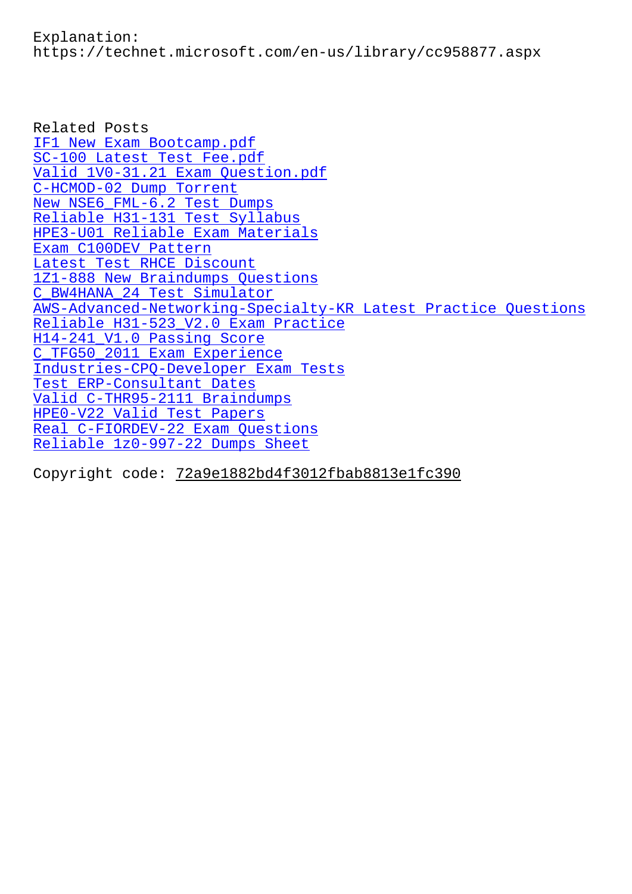Explanation:
https://technet.microsoft.com/en-us/library/cc958877.aspx

Related Posts
IF1 New Exam Bootcamp.pdf
SC-100 Latest Test Fee.pdf
Valid 1V0-31.21 Exam Question.pdf
C-HCMOD-02 Dump Torrent
New NSE6_FML-6.2 Test Dumps
Reliable H31-131 Test Syllabus
HPE3-U01 Reliable Exam Materials
Exam C100DEV Pattern
Latest Test RHCE Discount
1Z1-888 New Braindumps Questions
C_BW4HANA_24 Test Simulator
AWS-Advanced-Networking-Specialty-KR Latest Practice Questions
Reliable H31-523_V2.0 Exam Practice
H14-241_V1.0 Passing Score
C_TFG50_2011 Exam Experience
Industries-CPQ-Developer Exam Tests
Test ERP-Consultant Dates
Valid C-THR95-2111 Braindumps
HPE0-V22 Valid Test Papers
Real C-FIORDEV-22 Exam Questions
Reliable 1z0-997-22 Dumps Sheet

Copyright code: 72a9e1882bd4f3012fbab8813e1fc390